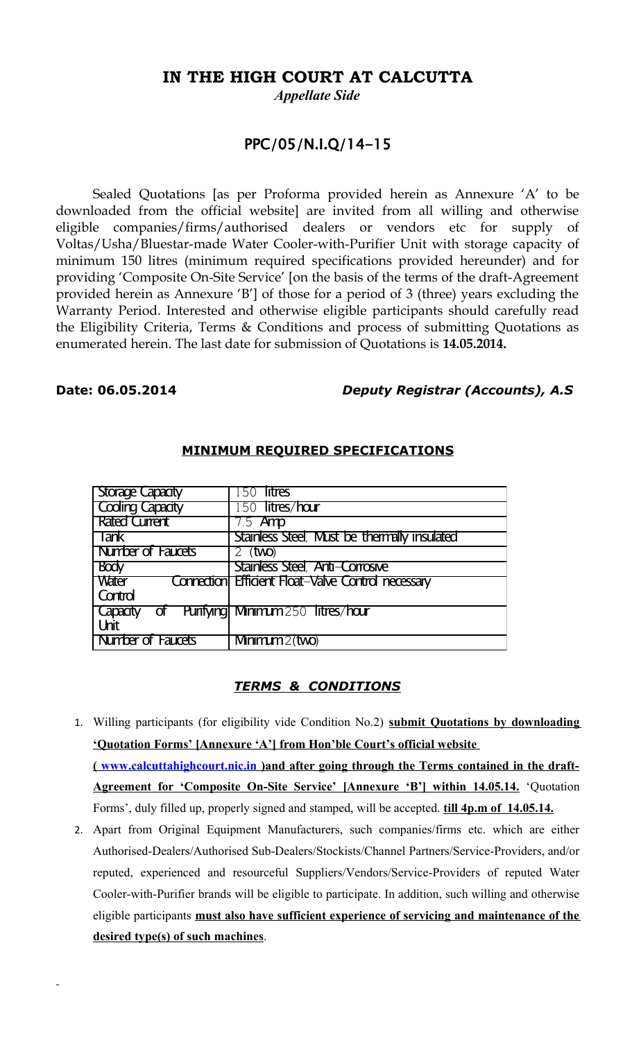# IN THE HIGH COURT AT CALCUTTA

*Appellate Side*

## PPC/05/N.I.Q/14-15

Sealed Quotations [as per Proforma provided herein as Annexure 'A' to be downloaded from the official website] are invited from all willing and otherwise eligible companies/firms/authorised dealers or vendors etc for supply of Voltas/Usha/Bluestar-made Water Cooler-with-Purifier Unit with storage capacity of minimum 150 litres (minimum required specifications provided hereunder) and for providing 'Composite On-Site Service' [on the basis of the terms of the draft-Agreement provided herein as Annexure 'B'] of those for a period of 3 (three) years excluding the Warranty Period. Interested and otherwise eligible participants should carefully read the Eligibility Criteria, Terms & Conditions and process of submitting Quotations as enumerated herein. The last date for submission of Quotations is **14.05.2014.**

**Date: 06.05.2014** ***Deputy Registrar (Accounts), A.S***

### MINIMUM REQUIRED SPECIFICATIONS

| | |
|---|---|
| Storage Capacity | 150 litres |
| Cooling Capacity | 150 litres/hour |
| Rated Current | 7.5 Amp |
| Tank | Stainless Steel, Must be thermally insulated |
| Number of Faucets | 2 (two) |
| Body | Stainless Steel, Anti-Corrosive |
| Water Connection Control | Efficient Float-Valve Control necessary |
| Capacity of Purifying Unit | Minimum 250 litres/hour |
| Number of Faucets | Minimum 2 (two) |

### *TERMS & CONDITIONS*

1. Willing participants (for eligibility vide Condition No.2) **submit Quotations by downloading 'Quotation Forms' [Annexure 'A'] from Hon'ble Court's official website ( www.calcuttahighcourt.nic.in )and after going through the Terms contained in the draft-Agreement for 'Composite On-Site Service' [Annexure 'B'] within 14.05.14.** 'Quotation Forms', duly filled up, properly signed and stamped, will be accepted. **till 4p.m of 14.05.14.**
2. Apart from Original Equipment Manufacturers, such companies/firms etc. which are either Authorised-Dealers/Authorised Sub-Dealers/Stockists/Channel Partners/Service-Providers, and/or reputed, experienced and resourceful Suppliers/Vendors/Service-Providers of reputed Water Cooler-with-Purifier brands will be eligible to participate. In addition, such willing and otherwise eligible participants **must also have sufficient experience of servicing and maintenance of the desired type(s) of such machines**.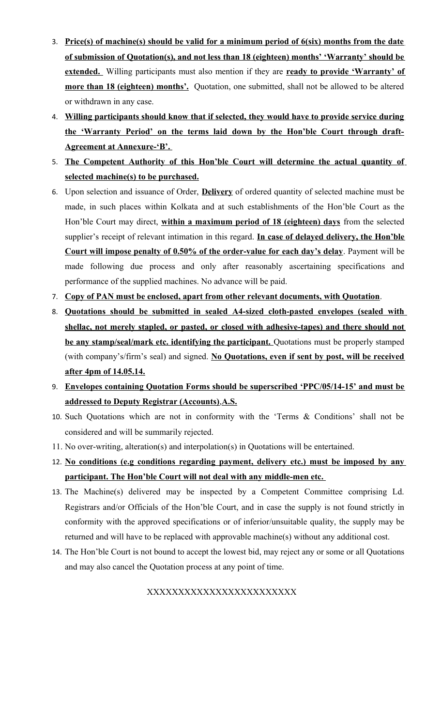3. **Price(s) of machine(s) should be valid for a minimum period of 6(six) months from the date of submission of Quotation(s), and not less than 18 (eighteen) months' 'Warranty' should be extended.** Willing participants must also mention if they are **ready to provide 'Warranty' of more than 18 (eighteen) months'.** Quotation, one submitted, shall not be allowed to be altered or withdrawn in any case.
4. **Willing participants should know that if selected, they would have to provide service during the 'Warranty Period' on the terms laid down by the Hon'ble Court through draft-Agreement at Annexure-'B'.**
5. **The Competent Authority of this Hon'ble Court will determine the actual quantity of selected machine(s) to be purchased.**
6. Upon selection and issuance of Order, **Delivery** of ordered quantity of selected machine must be made, in such places within Kolkata and at such establishments of the Hon'ble Court as the Hon'ble Court may direct, **within a maximum period of 18 (eighteen) days** from the selected supplier's receipt of relevant intimation in this regard. **In case of delayed delivery, the Hon'ble Court will impose penalty of 0.50% of the order-value for each day's delay**. Payment will be made following due process and only after reasonably ascertaining specifications and performance of the supplied machines. No advance will be paid.
7. **Copy of PAN must be enclosed, apart from other relevant documents, with Quotation**.
8. **Quotations should be submitted in sealed A4-sized cloth-pasted envelopes (sealed with shellac, not merely stapled, or pasted, or closed with adhesive-tapes) and there should not be any stamp/seal/mark etc. identifying the participant.** Quotations must be properly stamped (with company's/firm's seal) and signed. **No Quotations, even if sent by post, will be received after 4pm of 14.05.14.**
9. **Envelopes containing Quotation Forms should be superscribed 'PPC/05/14-15' and must be addressed to Deputy Registrar (Accounts),A.S.**
10. Such Quotations which are not in conformity with the 'Terms & Conditions' shall not be considered and will be summarily rejected.
11. No over-writing, alteration(s) and interpolation(s) in Quotations will be entertained.
12. **No conditions (e.g conditions regarding payment, delivery etc.) must be imposed by any participant. The Hon'ble Court will not deal with any middle-men etc.**
13. The Machine(s) delivered may be inspected by a Competent Committee comprising Ld. Registrars and/or Officials of the Hon'ble Court, and in case the supply is not found strictly in conformity with the approved specifications or of inferior/unsuitable quality, the supply may be returned and will have to be replaced with approvable machine(s) without any additional cost.
14. The Hon'ble Court is not bound to accept the lowest bid, may reject any or some or all Quotations and may also cancel the Quotation process at any point of time.

XXXXXXXXXXXXXXXXXXXXXXXX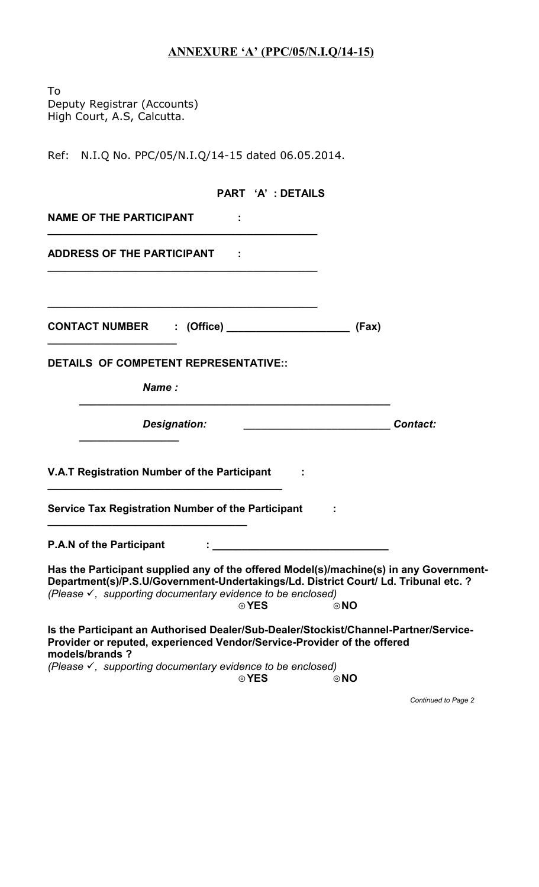## ANNEXURE 'A' (PPC/05/N.I.Q/14-15)

To
Deputy Registrar (Accounts)
High Court, A.S, Calcutta.

Ref: N.I.Q No. PPC/05/N.I.Q/14-15 dated 06.05.2014.

### PART 'A' : DETAILS

**NAME OF THE PARTICIPANT :**
______________________________________________

**ADDRESS OF THE PARTICIPANT :**
______________________________________________

______________________________________________

**CONTACT NUMBER : (Office)** ____________________ **(Fax)**
_____________________

**DETAILS OF COMPETENT REPRESENTATIVE::**

***Name :***
______________________________________________

***Designation:*** ________________________ ***Contact:***
_________________

**V.A.T Registration Number of the Participant :**
________________________________________

**Service Tax Registration Number of the Participant :**
__________________________________

**P.A.N of the Participant :** _____________________________

**Has the Participant supplied any of the offered Model(s)/machine(s) in any Government-Department(s)/P.S.U/Government-Undertakings/Ld. District Court/ Ld. Tribunal etc. ?**
*(Please ✓, supporting documentary evidence to be enclosed)*
**⊚YES ⊚NO**

**Is the Participant an Authorised Dealer/Sub-Dealer/Stockist/Channel-Partner/Service-Provider or reputed, experienced Vendor/Service-Provider of the offered models/brands ?**
*(Please ✓, supporting documentary evidence to be enclosed)*
**⊚YES ⊚NO**

*Continued to Page 2*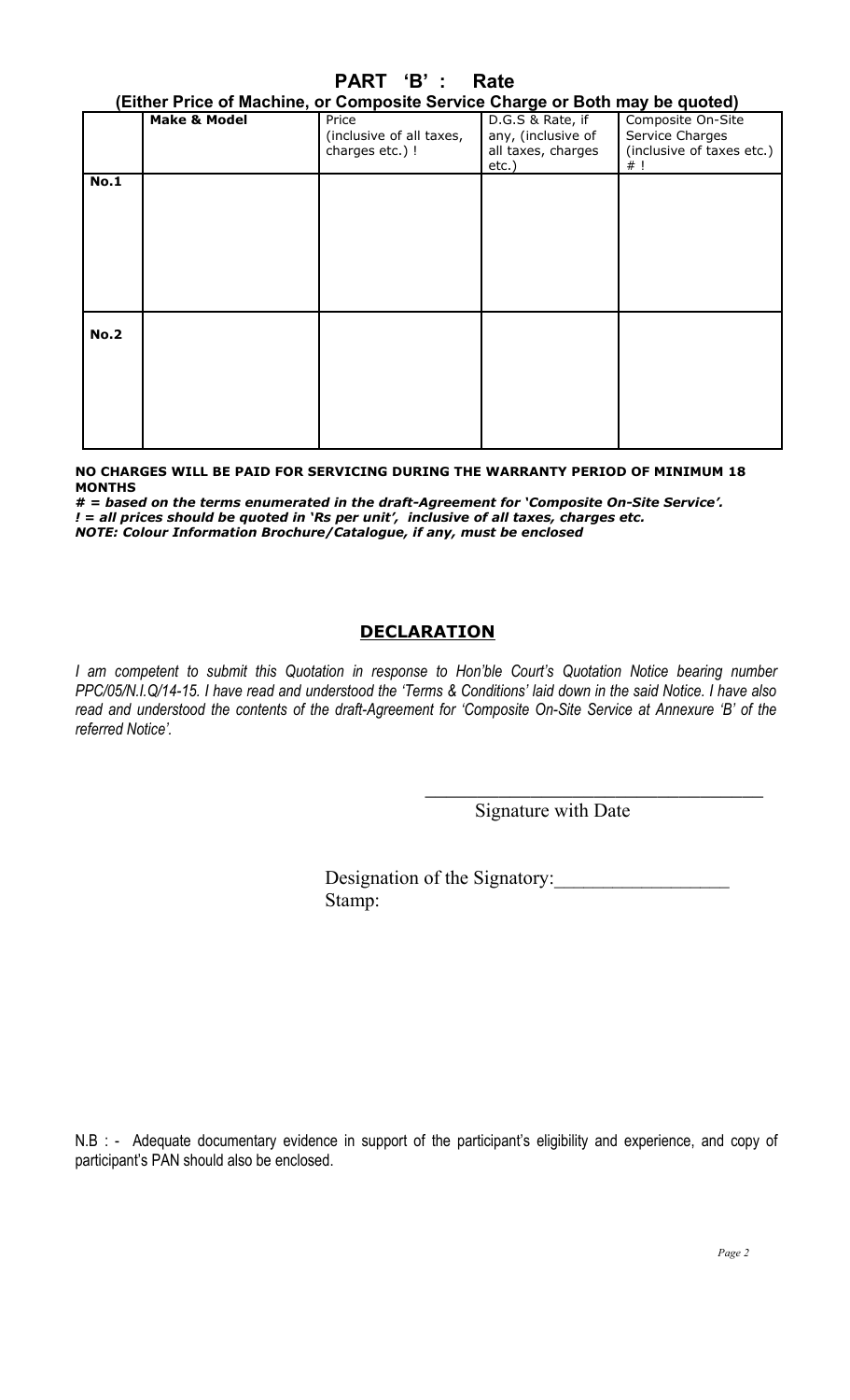## PART 'B' : Rate

**(Either Price of Machine, or Composite Service Charge or Both may be quoted)**

| | **Make & Model** | Price (inclusive of all taxes, charges etc.) ! | D.G.S & Rate, if any, (inclusive of all taxes, charges etc.) | Composite On-Site Service Charges (inclusive of taxes etc.) # ! |
|---|---|---|---|---|
| **No.1** | | | | |
| **No.2** | | | | |

**NO CHARGES WILL BE PAID FOR SERVICING DURING THE WARRANTY PERIOD OF MINIMUM 18 MONTHS**

***# = based on the terms enumerated in the draft-Agreement for 'Composite On-Site Service'.***
***! = all prices should be quoted in 'Rs per unit', inclusive of all taxes, charges etc.***
***NOTE: Colour Information Brochure/Catalogue, if any, must be enclosed***

## DECLARATION

*I am competent to submit this Quotation in response to Hon'ble Court's Quotation Notice bearing number PPC/05/N.I.Q/14-15. I have read and understood the 'Terms & Conditions' laid down in the said Notice. I have also read and understood the contents of the draft-Agreement for 'Composite On-Site Service at Annexure 'B' of the referred Notice'.*

\_\_\_\_\_\_\_\_\_\_\_\_\_\_\_\_\_\_\_\_\_\_\_\_\_\_\_\_\_\_\_\_\_\_\_
Signature with Date

Designation of the Signatory:\_\_\_\_\_\_\_\_\_\_\_\_\_\_\_\_\_\_
Stamp:

N.B : - Adequate documentary evidence in support of the participant's eligibility and experience, and copy of participant's PAN should also be enclosed.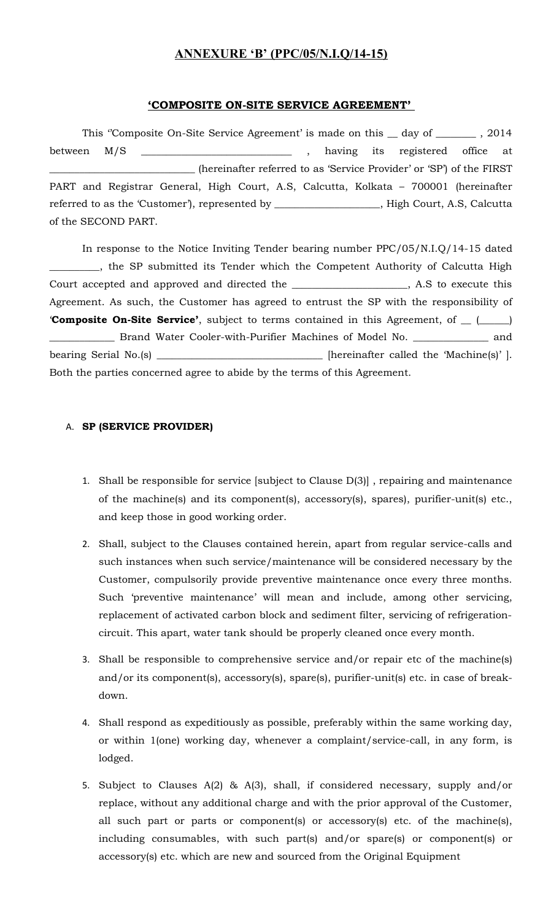## ANNEXURE 'B' (PPC/05/N.I.Q/14-15)

### 'COMPOSITE ON-SITE SERVICE AGREEMENT'

This ''Composite On-Site Service Agreement' is made on this __ day of ________ , 2014 between M/S _____________________________ , having its registered office at _____________________________ (hereinafter referred to as 'Service Provider' or 'SP') of the FIRST PART and Registrar General, High Court, A.S, Calcutta, Kolkata – 700001 (hereinafter referred to as the 'Customer'), represented by _____________________, High Court, A.S, Calcutta of the SECOND PART.

In response to the Notice Inviting Tender bearing number PPC/05/N.I.Q/14-15 dated __________, the SP submitted its Tender which the Competent Authority of Calcutta High Court accepted and approved and directed the _______________________, A.S to execute this Agreement. As such, the Customer has agreed to entrust the SP with the responsibility of '**Composite On-Site Service'**, subject to terms contained in this Agreement, of __ (______) _____________ Brand Water Cooler-with-Purifier Machines of Model No. _______________ and bearing Serial No.(s) ________________________________ [hereinafter called the 'Machine(s)' ]. Both the parties concerned agree to abide by the terms of this Agreement.

A. **SP (SERVICE PROVIDER)**

1. Shall be responsible for service [subject to Clause D(3)] , repairing and maintenance of the machine(s) and its component(s), accessory(s), spares), purifier-unit(s) etc., and keep those in good working order.

2. Shall, subject to the Clauses contained herein, apart from regular service-calls and such instances when such service/maintenance will be considered necessary by the Customer, compulsorily provide preventive maintenance once every three months. Such 'preventive maintenance' will mean and include, among other servicing, replacement of activated carbon block and sediment filter, servicing of refrigeration-circuit. This apart, water tank should be properly cleaned once every month.

3. Shall be responsible to comprehensive service and/or repair etc of the machine(s) and/or its component(s), accessory(s), spare(s), purifier-unit(s) etc. in case of break-down.

4. Shall respond as expeditiously as possible, preferably within the same working day, or within 1(one) working day, whenever a complaint/service-call, in any form, is lodged.

5. Subject to Clauses A(2) & A(3), shall, if considered necessary, supply and/or replace, without any additional charge and with the prior approval of the Customer, all such part or parts or component(s) or accessory(s) etc. of the machine(s), including consumables, with such part(s) and/or spare(s) or component(s) or accessory(s) etc. which are new and sourced from the Original Equipment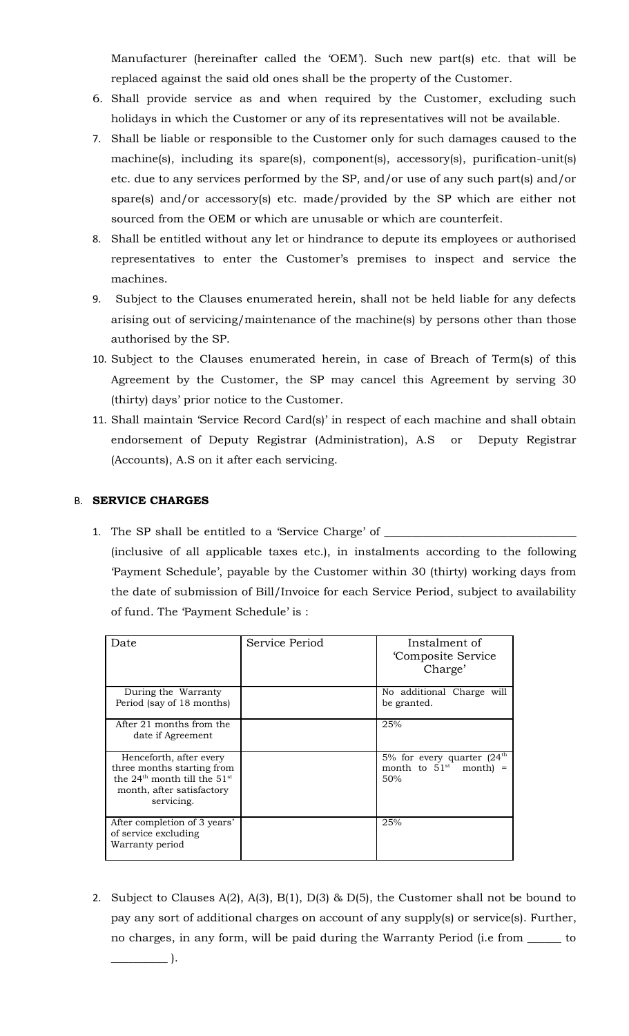Manufacturer (hereinafter called the 'OEM'). Such new part(s) etc. that will be replaced against the said old ones shall be the property of the Customer.

6. Shall provide service as and when required by the Customer, excluding such holidays in which the Customer or any of its representatives will not be available.
7. Shall be liable or responsible to the Customer only for such damages caused to the machine(s), including its spare(s), component(s), accessory(s), purification-unit(s) etc. due to any services performed by the SP, and/or use of any such part(s) and/or spare(s) and/or accessory(s) etc. made/provided by the SP which are either not sourced from the OEM or which are unusable or which are counterfeit.
8. Shall be entitled without any let or hindrance to depute its employees or authorised representatives to enter the Customer's premises to inspect and service the machines.
9. Subject to the Clauses enumerated herein, shall not be held liable for any defects arising out of servicing/maintenance of the machine(s) by persons other than those authorised by the SP.
10. Subject to the Clauses enumerated herein, in case of Breach of Term(s) of this Agreement by the Customer, the SP may cancel this Agreement by serving 30 (thirty) days' prior notice to the Customer.
11. Shall maintain 'Service Record Card(s)' in respect of each machine and shall obtain endorsement of Deputy Registrar (Administration), A.S or Deputy Registrar (Accounts), A.S on it after each servicing.

B. **SERVICE CHARGES**

1. The SP shall be entitled to a 'Service Charge' of ________________________________ (inclusive of all applicable taxes etc.), in instalments according to the following 'Payment Schedule', payable by the Customer within 30 (thirty) working days from the date of submission of Bill/Invoice for each Service Period, subject to availability of fund. The 'Payment Schedule' is :

| Date | Service Period | Instalment of 'Composite Service Charge' |
|---|---|---|
| During the Warranty Period (say of 18 months) | | No additional Charge will be granted. |
| After 21 months from the date if Agreement | | 25% |
| Henceforth, after every three months starting from the 24th month till the 51st month, after satisfactory servicing. | | 5% for every quarter (24th month to 51st month) = 50% |
| After completion of 3 years' of service excluding Warranty period | | 25% |

2. Subject to Clauses A(2), A(3), B(1), D(3) & D(5), the Customer shall not be bound to pay any sort of additional charges on account of any supply(s) or service(s). Further, no charges, in any form, will be paid during the Warranty Period (i.e from ______ to __________ ).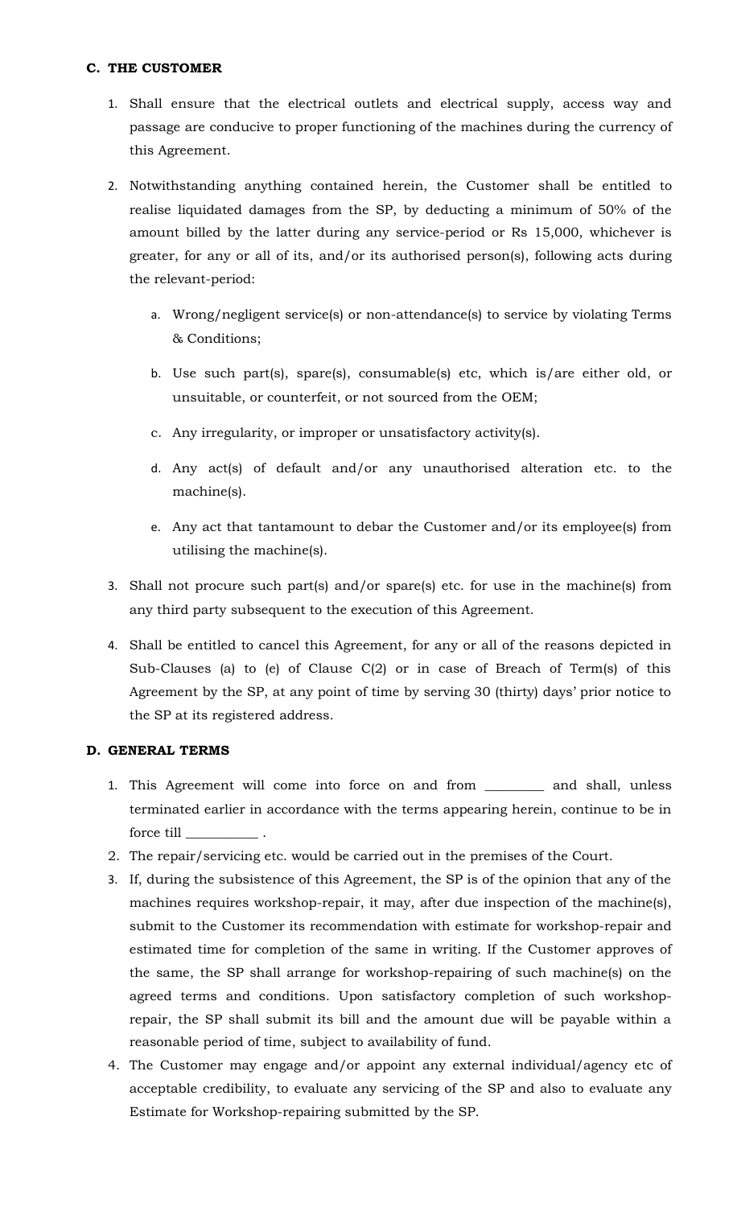**C. THE CUSTOMER**

1. Shall ensure that the electrical outlets and electrical supply, access way and passage are conducive to proper functioning of the machines during the currency of this Agreement.

2. Notwithstanding anything contained herein, the Customer shall be entitled to realise liquidated damages from the SP, by deducting a minimum of 50% of the amount billed by the latter during any service-period or Rs 15,000, whichever is greater, for any or all of its, and/or its authorised person(s), following acts during the relevant-period:

    a. Wrong/negligent service(s) or non-attendance(s) to service by violating Terms & Conditions;

    b. Use such part(s), spare(s), consumable(s) etc, which is/are either old, or unsuitable, or counterfeit, or not sourced from the OEM;

    c. Any irregularity, or improper or unsatisfactory activity(s).

    d. Any act(s) of default and/or any unauthorised alteration etc. to the machine(s).

    e. Any act that tantamount to debar the Customer and/or its employee(s) from utilising the machine(s).

3. Shall not procure such part(s) and/or spare(s) etc. for use in the machine(s) from any third party subsequent to the execution of this Agreement.

4. Shall be entitled to cancel this Agreement, for any or all of the reasons depicted in Sub-Clauses (a) to (e) of Clause C(2) or in case of Breach of Term(s) of this Agreement by the SP, at any point of time by serving 30 (thirty) days' prior notice to the SP at its registered address.

**D. GENERAL TERMS**

1. This Agreement will come into force on and from _________ and shall, unless terminated earlier in accordance with the terms appearing herein, continue to be in force till ___________ .
2. The repair/servicing etc. would be carried out in the premises of the Court.
3. If, during the subsistence of this Agreement, the SP is of the opinion that any of the machines requires workshop-repair, it may, after due inspection of the machine(s), submit to the Customer its recommendation with estimate for workshop-repair and estimated time for completion of the same in writing. If the Customer approves of the same, the SP shall arrange for workshop-repairing of such machine(s) on the agreed terms and conditions. Upon satisfactory completion of such workshop-repair, the SP shall submit its bill and the amount due will be payable within a reasonable period of time, subject to availability of fund.
4. The Customer may engage and/or appoint any external individual/agency etc of acceptable credibility, to evaluate any servicing of the SP and also to evaluate any Estimate for Workshop-repairing submitted by the SP.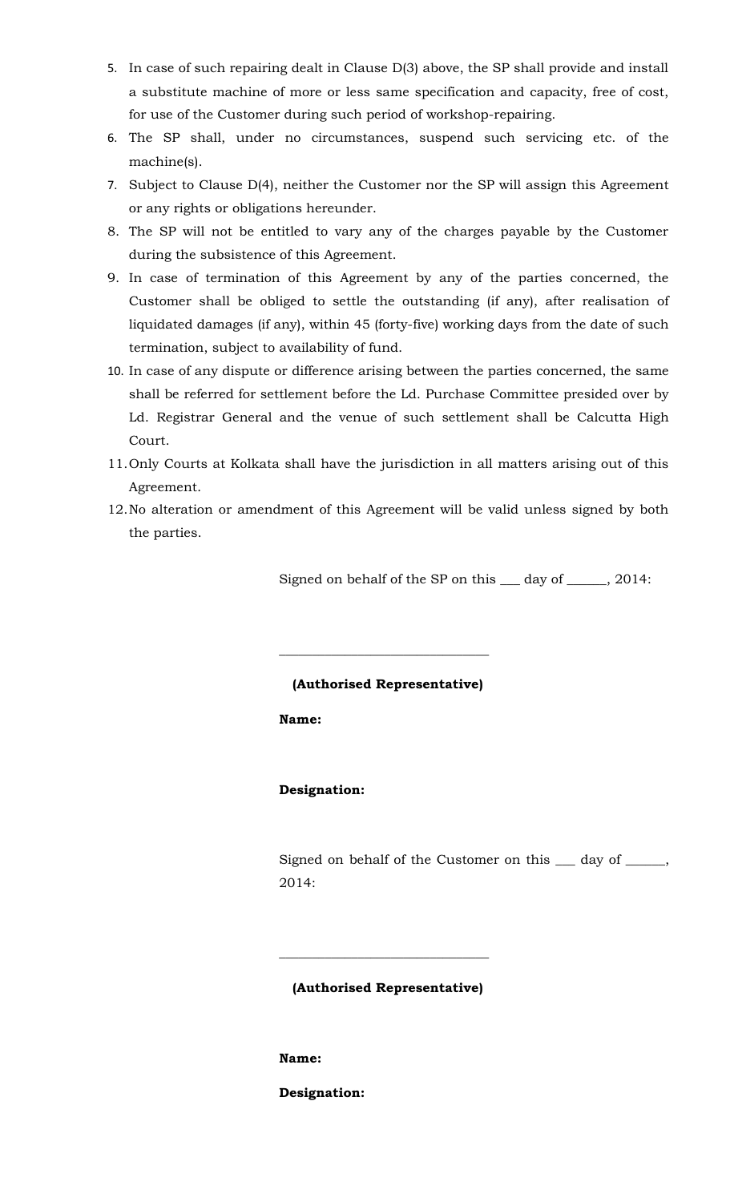5. In case of such repairing dealt in Clause D(3) above, the SP shall provide and install a substitute machine of more or less same specification and capacity, free of cost, for use of the Customer during such period of workshop-repairing.
6. The SP shall, under no circumstances, suspend such servicing etc. of the machine(s).
7. Subject to Clause D(4), neither the Customer nor the SP will assign this Agreement or any rights or obligations hereunder.
8. The SP will not be entitled to vary any of the charges payable by the Customer during the subsistence of this Agreement.
9. In case of termination of this Agreement by any of the parties concerned, the Customer shall be obliged to settle the outstanding (if any), after realisation of liquidated damages (if any), within 45 (forty-five) working days from the date of such termination, subject to availability of fund.
10. In case of any dispute or difference arising between the parties concerned, the same shall be referred for settlement before the Ld. Purchase Committee presided over by Ld. Registrar General and the venue of such settlement shall be Calcutta High Court.
11. Only Courts at Kolkata shall have the jurisdiction in all matters arising out of this Agreement.
12. No alteration or amendment of this Agreement will be valid unless signed by both the parties.

Signed on behalf of the SP on this ___ day of ______, 2014:

______________________________

**(Authorised Representative)**

**Name:**

**Designation:**

Signed on behalf of the Customer on this ___ day of ______, 2014:

______________________________

**(Authorised Representative)**

**Name:**

**Designation:**